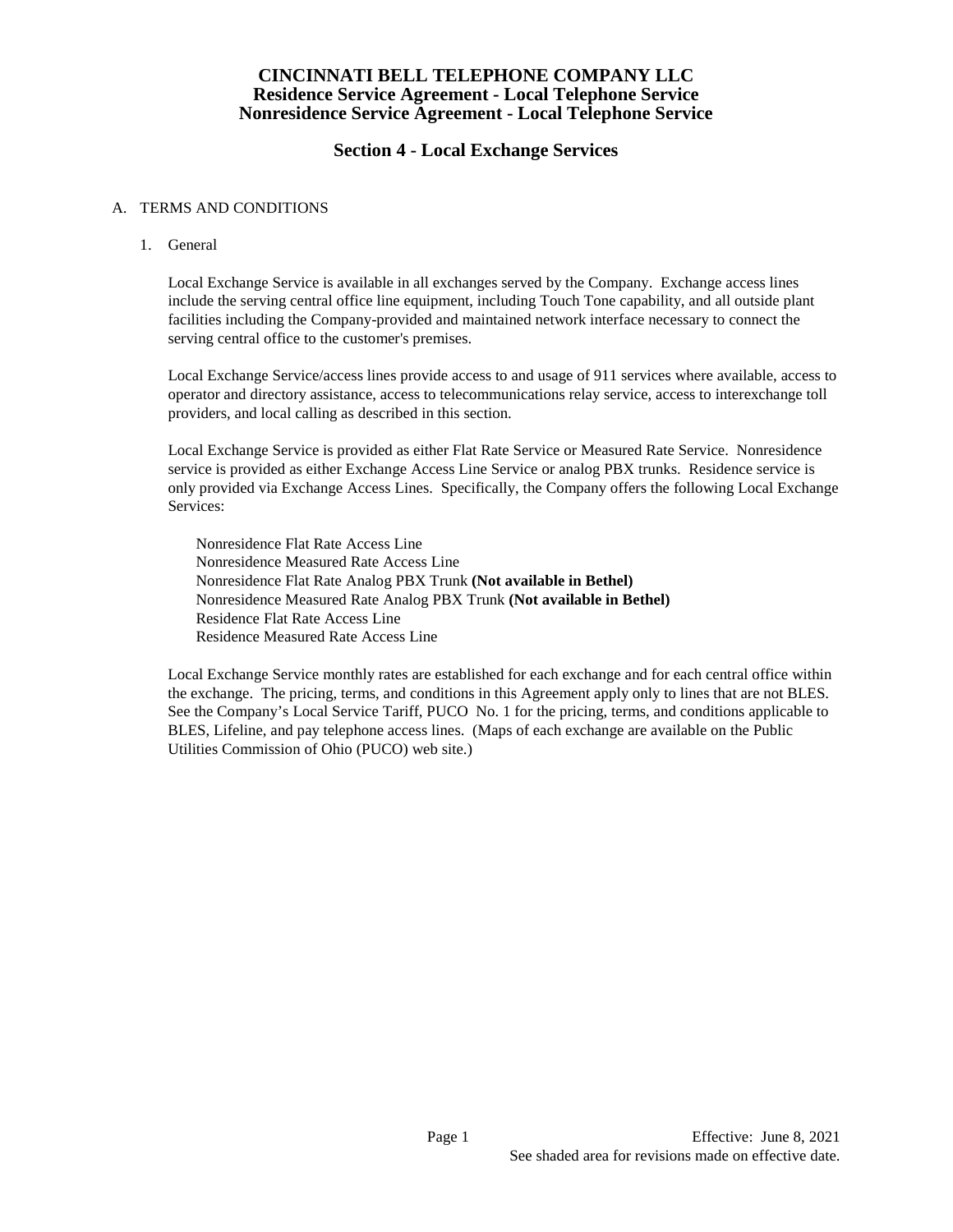# CINCINNATI BELL TELEPHONE COMPANY LLC
# Residence Service Agreement - Local Telephone Service
# Nonresidence Service Agreement - Local Telephone Service

## Section 4 - Local Exchange Services

A. TERMS AND CONDITIONS

1. General

   Local Exchange Service is available in all exchanges served by the Company. Exchange access lines include the serving central office line equipment, including Touch Tone capability, and all outside plant facilities including the Company-provided and maintained network interface necessary to connect the serving central office to the customer's premises.

   Local Exchange Service/access lines provide access to and usage of 911 services where available, access to operator and directory assistance, access to telecommunications relay service, access to interexchange toll providers, and local calling as described in this section.

   Local Exchange Service is provided as either Flat Rate Service or Measured Rate Service. Nonresidence service is provided as either Exchange Access Line Service or analog PBX trunks. Residence service is only provided via Exchange Access Lines. Specifically, the Company offers the following Local Exchange Services:

   Nonresidence Flat Rate Access Line
   Nonresidence Measured Rate Access Line
   Nonresidence Flat Rate Analog PBX Trunk **(Not available in Bethel)**
   Nonresidence Measured Rate Analog PBX Trunk **(Not available in Bethel)**
   Residence Flat Rate Access Line
   Residence Measured Rate Access Line

   Local Exchange Service monthly rates are established for each exchange and for each central office within the exchange. The pricing, terms, and conditions in this Agreement apply only to lines that are not BLES. See the Company's Local Service Tariff, PUCO No. 1 for the pricing, terms, and conditions applicable to BLES, Lifeline, and pay telephone access lines. (Maps of each exchange are available on the Public Utilities Commission of Ohio (PUCO) web site.)

Effective: June 8, 2021
See shaded area for revisions made on effective date.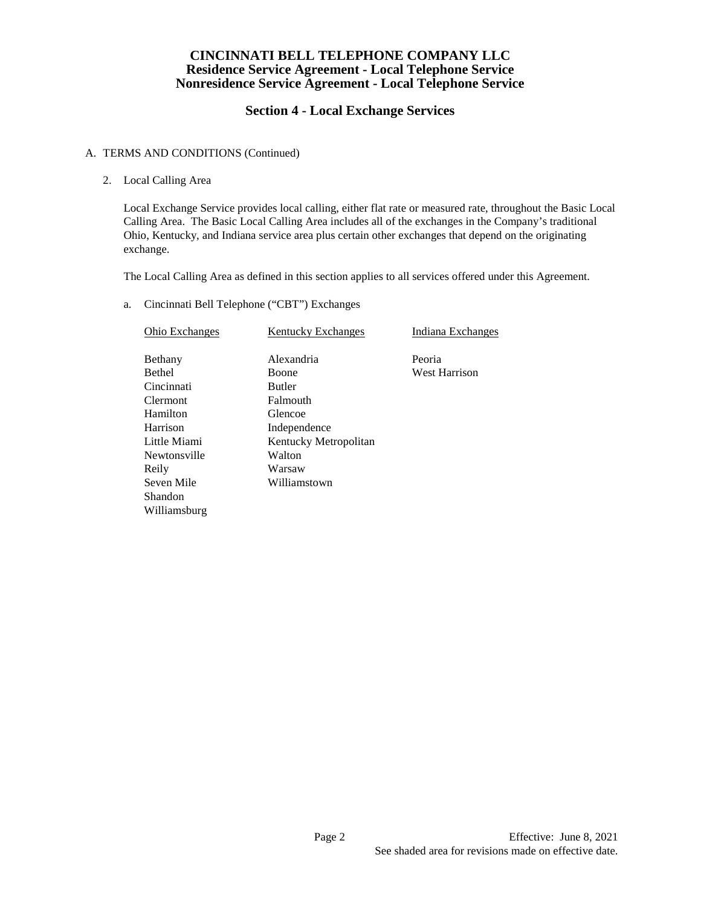# CINCINNATI BELL TELEPHONE COMPANY LLC
## Residence Service Agreement - Local Telephone Service
## Nonresidence Service Agreement - Local Telephone Service

## Section 4 - Local Exchange Services

A. TERMS AND CONDITIONS (Continued)

2. Local Calling Area

Local Exchange Service provides local calling, either flat rate or measured rate, throughout the Basic Local Calling Area. The Basic Local Calling Area includes all of the exchanges in the Company's traditional Ohio, Kentucky, and Indiana service area plus certain other exchanges that depend on the originating exchange.

The Local Calling Area as defined in this section applies to all services offered under this Agreement.

a. Cincinnati Bell Telephone ("CBT") Exchanges

| Ohio Exchanges | Kentucky Exchanges | Indiana Exchanges |
|---|---|---|
| Bethany | Alexandria | Peoria |
| Bethel | Boone | West Harrison |
| Cincinnati | Butler | |
| Clermont | Falmouth | |
| Hamilton | Glencoe | |
| Harrison | Independence | |
| Little Miami | Kentucky Metropolitan | |
| Newtonsville | Walton | |
| Reily | Warsaw | |
| Seven Mile | Williamstown | |
| Shandon | | |
| Williamsburg | | |

Effective: June 8, 2021

See shaded area for revisions made on effective date.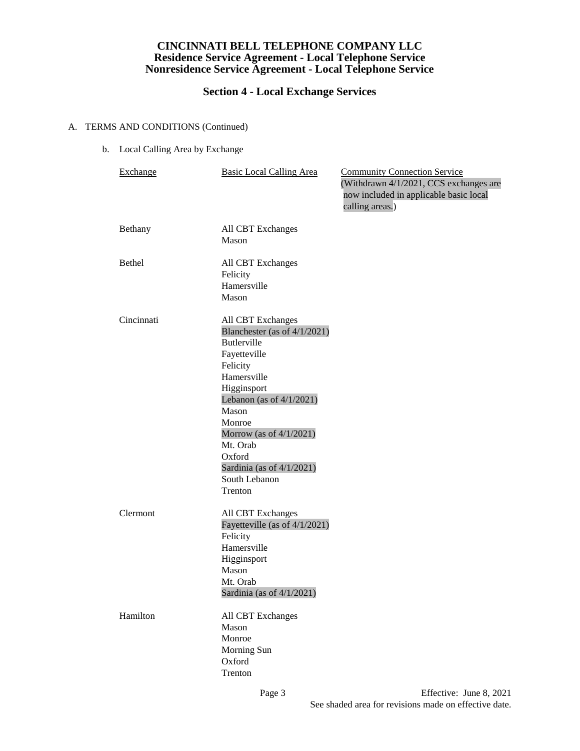# CINCINNATI BELL TELEPHONE COMPANY LLC
## Residence Service Agreement - Local Telephone Service
## Nonresidence Service Agreement - Local Telephone Service

## Section 4 - Local Exchange Services

A. TERMS AND CONDITIONS (Continued)

b. Local Calling Area by Exchange

| Exchange | Basic Local Calling Area | Community Connection Service (Withdrawn 4/1/2021, CCS exchanges are now included in applicable basic local calling areas.) |
|---|---|---|
| Bethany | All CBT Exchanges<br>Mason | |
| Bethel | All CBT Exchanges<br>Felicity<br>Hamersville<br>Mason | |
| Cincinnati | All CBT Exchanges<br>Blanchester (as of 4/1/2021)<br>Butlerville<br>Fayetteville<br>Felicity<br>Hamersville<br>Higginsport<br>Lebanon (as of 4/1/2021)<br>Mason<br>Monroe<br>Morrow (as of 4/1/2021)<br>Mt. Orab<br>Oxford<br>Sardinia (as of 4/1/2021)<br>South Lebanon<br>Trenton | |
| Clermont | All CBT Exchanges<br>Fayetteville (as of 4/1/2021)<br>Felicity<br>Hamersville<br>Higginsport<br>Mason<br>Mt. Orab<br>Sardinia (as of 4/1/2021) | |
| Hamilton | All CBT Exchanges<br>Mason<br>Monroe<br>Morning Sun<br>Oxford<br>Trenton | |

Effective: June 8, 2021
See shaded area for revisions made on effective date.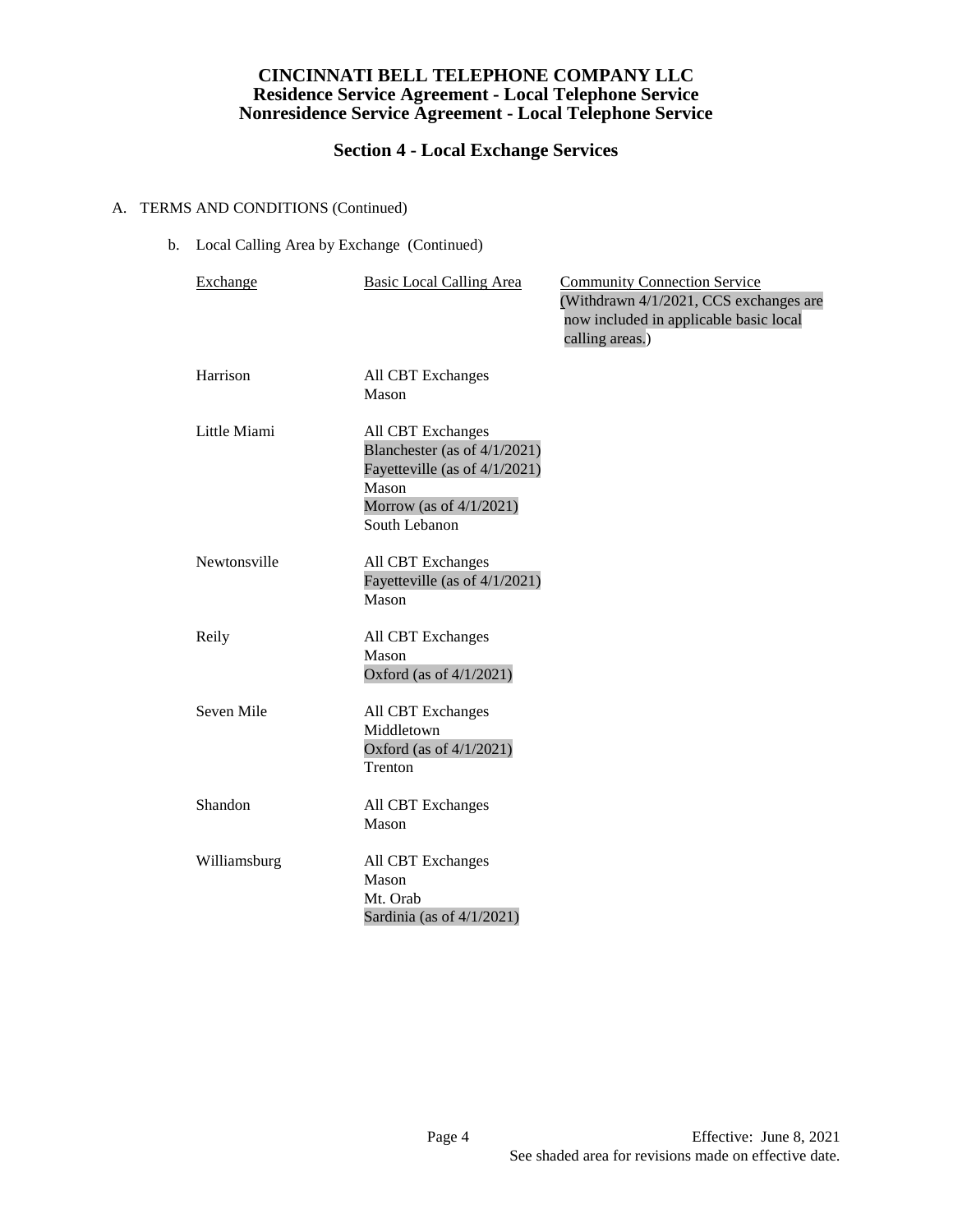# CINCINNATI BELL TELEPHONE COMPANY LLC
## Residence Service Agreement - Local Telephone Service
## Nonresidence Service Agreement - Local Telephone Service

## Section 4 - Local Exchange Services

A. TERMS AND CONDITIONS (Continued)

b. Local Calling Area by Exchange (Continued)

| Exchange | Basic Local Calling Area | Community Connection Service (Withdrawn 4/1/2021, CCS exchanges are now included in applicable basic local calling areas.) |
|---|---|---|
| Harrison | All CBT Exchanges<br>Mason | |
| Little Miami | All CBT Exchanges<br>Blanchester (as of 4/1/2021)<br>Fayetteville (as of 4/1/2021)<br>Mason<br>Morrow (as of 4/1/2021)<br>South Lebanon | |
| Newtonsville | All CBT Exchanges<br>Fayetteville (as of 4/1/2021)<br>Mason | |
| Reily | All CBT Exchanges<br>Mason<br>Oxford (as of 4/1/2021) | |
| Seven Mile | All CBT Exchanges<br>Middletown<br>Oxford (as of 4/1/2021)<br>Trenton | |
| Shandon | All CBT Exchanges<br>Mason | |
| Williamsburg | All CBT Exchanges<br>Mason<br>Mt. Orab<br>Sardinia (as of 4/1/2021) | |

Effective: June 8, 2021
See shaded area for revisions made on effective date.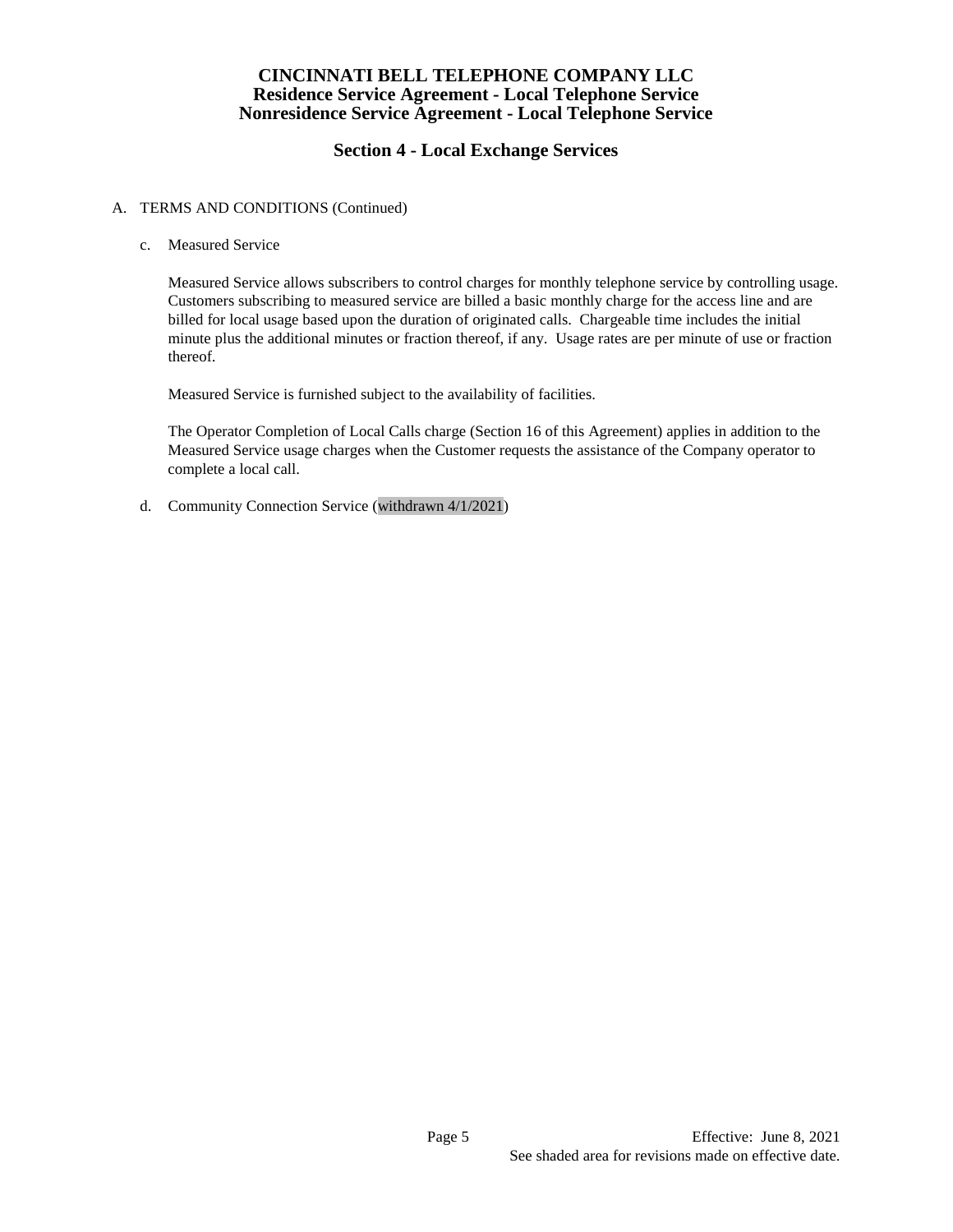# CINCINNATI BELL TELEPHONE COMPANY LLC
## Residence Service Agreement - Local Telephone Service
## Nonresidence Service Agreement - Local Telephone Service

## Section 4 - Local Exchange Services

A. TERMS AND CONDITIONS (Continued)

c. Measured Service

Measured Service allows subscribers to control charges for monthly telephone service by controlling usage. Customers subscribing to measured service are billed a basic monthly charge for the access line and are billed for local usage based upon the duration of originated calls. Chargeable time includes the initial minute plus the additional minutes or fraction thereof, if any. Usage rates are per minute of use or fraction thereof.

Measured Service is furnished subject to the availability of facilities.

The Operator Completion of Local Calls charge (Section 16 of this Agreement) applies in addition to the Measured Service usage charges when the Customer requests the assistance of the Company operator to complete a local call.

d. Community Connection Service (withdrawn 4/1/2021)

Effective: June 8, 2021
See shaded area for revisions made on effective date.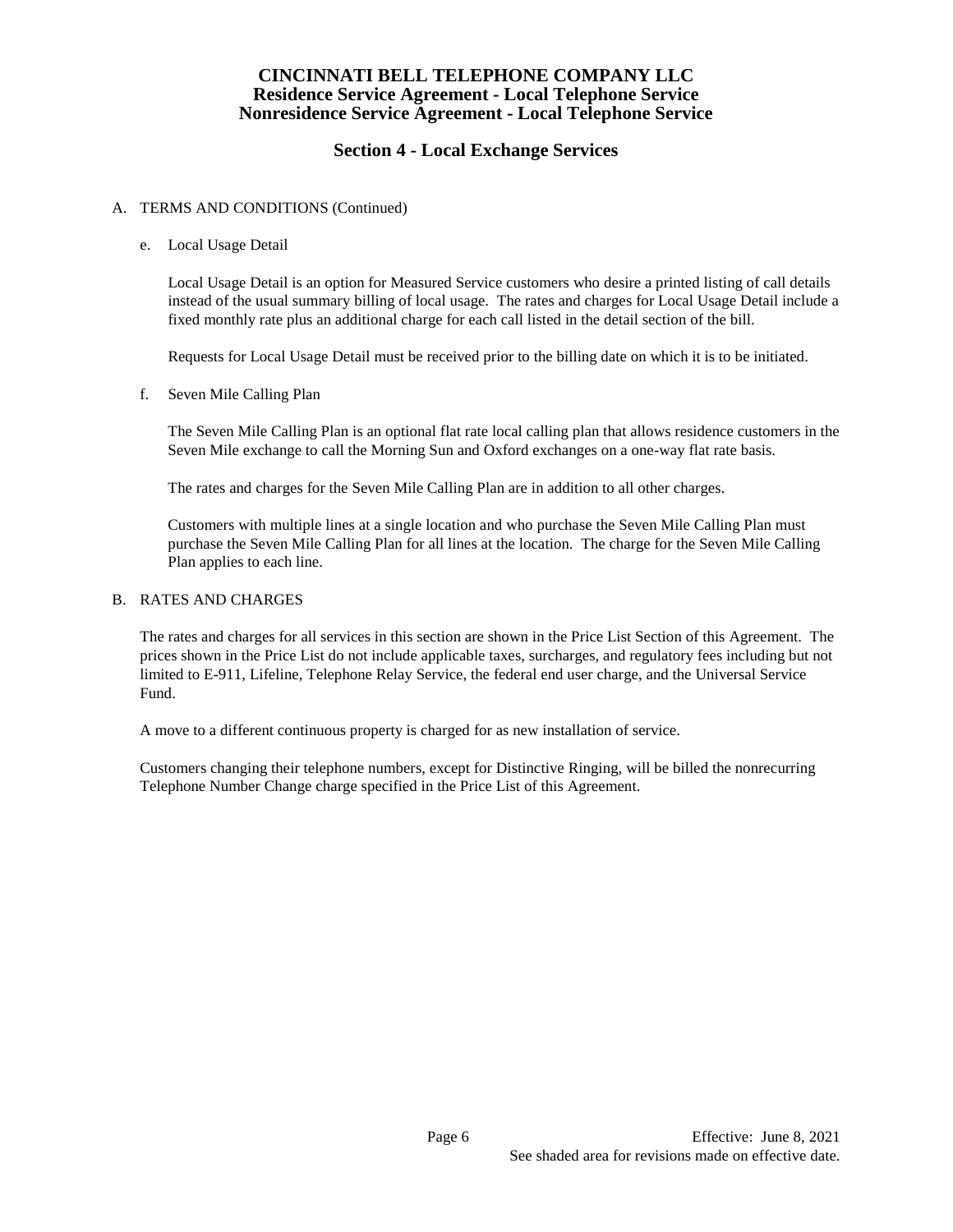# CINCINNATI BELL TELEPHONE COMPANY LLC
## Residence Service Agreement - Local Telephone Service
## Nonresidence Service Agreement - Local Telephone Service

## Section 4 - Local Exchange Services

A. TERMS AND CONDITIONS (Continued)

e. Local Usage Detail

Local Usage Detail is an option for Measured Service customers who desire a printed listing of call details instead of the usual summary billing of local usage. The rates and charges for Local Usage Detail include a fixed monthly rate plus an additional charge for each call listed in the detail section of the bill.

Requests for Local Usage Detail must be received prior to the billing date on which it is to be initiated.

f. Seven Mile Calling Plan

The Seven Mile Calling Plan is an optional flat rate local calling plan that allows residence customers in the Seven Mile exchange to call the Morning Sun and Oxford exchanges on a one-way flat rate basis.

The rates and charges for the Seven Mile Calling Plan are in addition to all other charges.

Customers with multiple lines at a single location and who purchase the Seven Mile Calling Plan must purchase the Seven Mile Calling Plan for all lines at the location. The charge for the Seven Mile Calling Plan applies to each line.

B. RATES AND CHARGES

The rates and charges for all services in this section are shown in the Price List Section of this Agreement. The prices shown in the Price List do not include applicable taxes, surcharges, and regulatory fees including but not limited to E-911, Lifeline, Telephone Relay Service, the federal end user charge, and the Universal Service Fund.

A move to a different continuous property is charged for as new installation of service.

Customers changing their telephone numbers, except for Distinctive Ringing, will be billed the nonrecurring Telephone Number Change charge specified in the Price List of this Agreement.

Effective: June 8, 2021
See shaded area for revisions made on effective date.